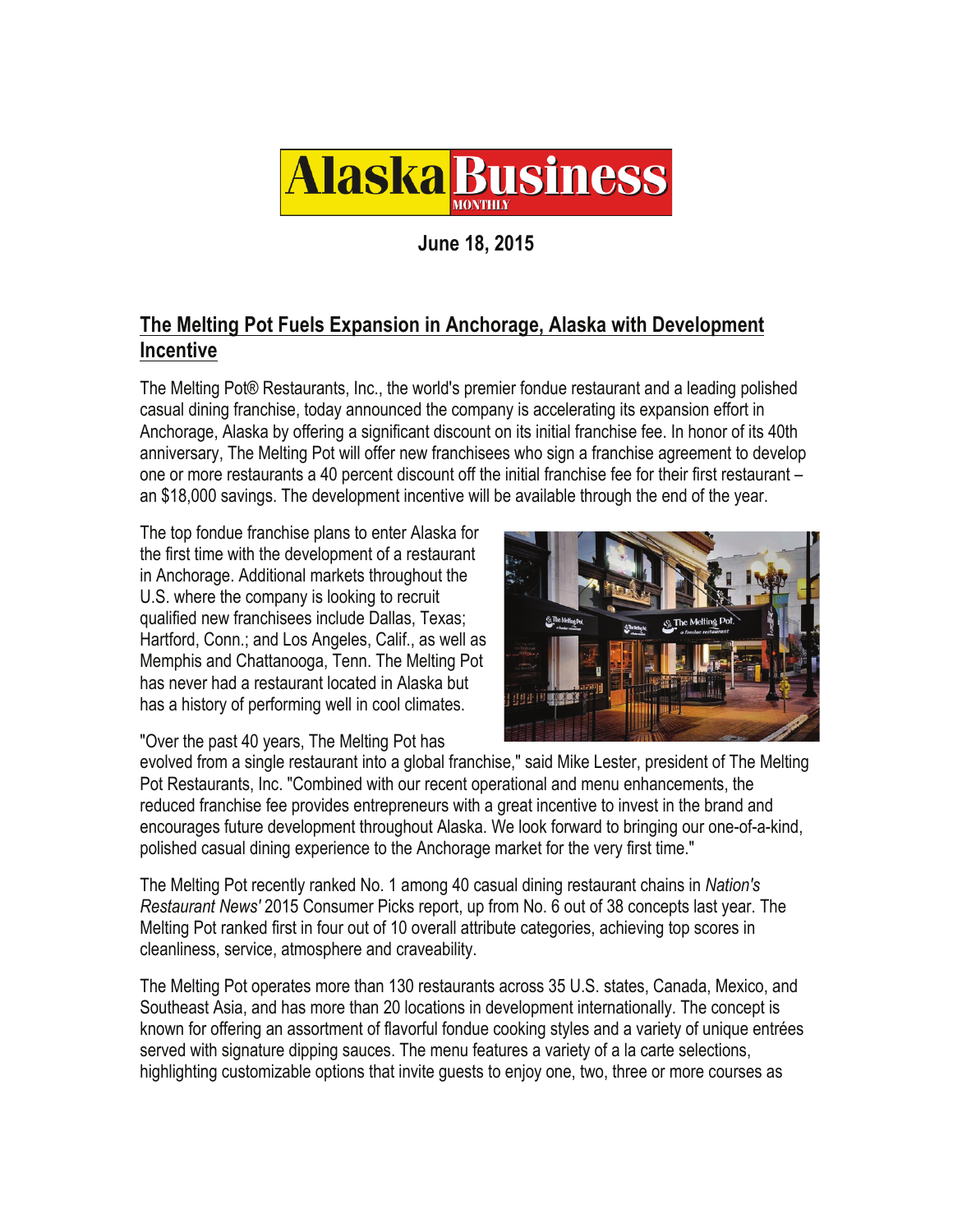**Alaska Business MONTHLY**

**June 18, 2015**

## The Melting Pot Fuels Expansion in Anchorage, Alaska with Development Incentive

The Melting Pot® Restaurants, Inc., the world's premier fondue restaurant and a leading polished casual dining franchise, today announced the company is accelerating its expansion effort in Anchorage, Alaska by offering a significant discount on its initial franchise fee. In honor of its 40th anniversary, The Melting Pot will offer new franchisees who sign a franchise agreement to develop one or more restaurants a 40 percent discount off the initial franchise fee for their first restaurant – an $18,000 savings. The development incentive will be available through the end of the year.

The top fondue franchise plans to enter Alaska for the first time with the development of a restaurant in Anchorage. Additional markets throughout the U.S. where the company is looking to recruit qualified new franchisees include Dallas, Texas; Hartford, Conn.; and Los Angeles, Calif., as well as Memphis and Chattanooga, Tenn. The Melting Pot has never had a restaurant located in Alaska but has a history of performing well in cool climates.

"Over the past 40 years, The Melting Pot has evolved from a single restaurant into a global franchise," said Mike Lester, president of The Melting Pot Restaurants, Inc. "Combined with our recent operational and menu enhancements, the reduced franchise fee provides entrepreneurs with a great incentive to invest in the brand and encourages future development throughout Alaska. We look forward to bringing our one-of-a-kind, polished casual dining experience to the Anchorage market for the very first time."

The Melting Pot recently ranked No. 1 among 40 casual dining restaurant chains in *Nation's Restaurant News'* 2015 Consumer Picks report, up from No. 6 out of 38 concepts last year. The Melting Pot ranked first in four out of 10 overall attribute categories, achieving top scores in cleanliness, service, atmosphere and craveability.

The Melting Pot operates more than 130 restaurants across 35 U.S. states, Canada, Mexico, and Southeast Asia, and has more than 20 locations in development internationally. The concept is known for offering an assortment of flavorful fondue cooking styles and a variety of unique entrées served with signature dipping sauces. The menu features a variety of a la carte selections, highlighting customizable options that invite guests to enjoy one, two, three or more courses as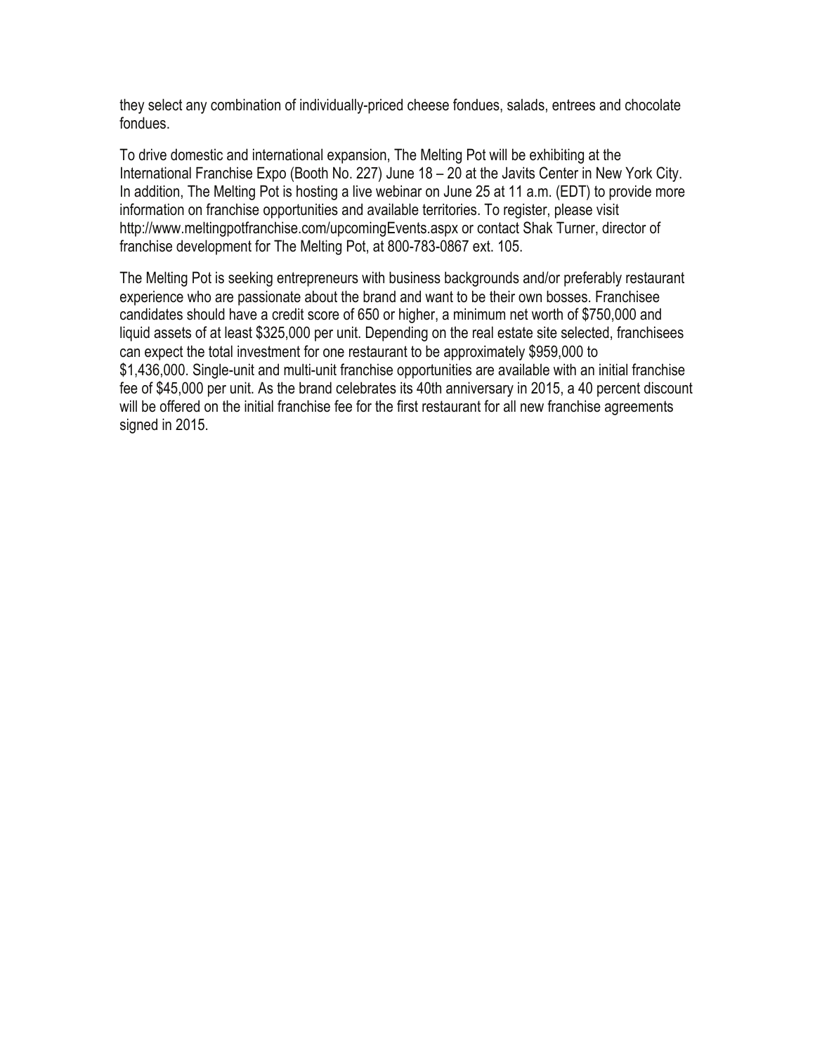they select any combination of individually-priced cheese fondues, salads, entrees and chocolate fondues.

To drive domestic and international expansion, The Melting Pot will be exhibiting at the International Franchise Expo (Booth No. 227) June 18 – 20 at the Javits Center in New York City. In addition, The Melting Pot is hosting a live webinar on June 25 at 11 a.m. (EDT) to provide more information on franchise opportunities and available territories. To register, please visit http://www.meltingpotfranchise.com/upcomingEvents.aspx or contact Shak Turner, director of franchise development for The Melting Pot, at 800-783-0867 ext. 105.

The Melting Pot is seeking entrepreneurs with business backgrounds and/or preferably restaurant experience who are passionate about the brand and want to be their own bosses. Franchisee candidates should have a credit score of 650 or higher, a minimum net worth of $750,000 and liquid assets of at least $325,000 per unit. Depending on the real estate site selected, franchisees can expect the total investment for one restaurant to be approximately $959,000 to $1,436,000. Single-unit and multi-unit franchise opportunities are available with an initial franchise fee of $45,000 per unit. As the brand celebrates its 40th anniversary in 2015, a 40 percent discount will be offered on the initial franchise fee for the first restaurant for all new franchise agreements signed in 2015.